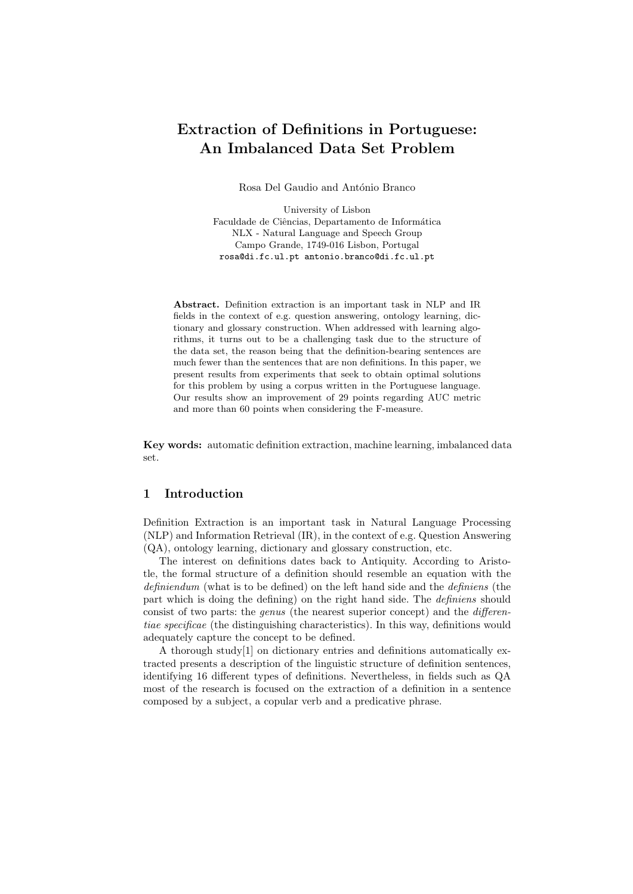# Extraction of Definitions in Portuguese: An Imbalanced Data Set Problem

Rosa Del Gaudio and António Branco

University of Lisbon
Faculdade de Ciências, Departamento de Informática
NLX - Natural Language and Speech Group
Campo Grande, 1749-016 Lisbon, Portugal
rosa@di.fc.ul.pt antonio.branco@di.fc.ul.pt

**Abstract.** Definition extraction is an important task in NLP and IR fields in the context of e.g. question answering, ontology learning, dictionary and glossary construction. When addressed with learning algorithms, it turns out to be a challenging task due to the structure of the data set, the reason being that the definition-bearing sentences are much fewer than the sentences that are non definitions. In this paper, we present results from experiments that seek to obtain optimal solutions for this problem by using a corpus written in the Portuguese language. Our results show an improvement of 29 points regarding AUC metric and more than 60 points when considering the F-measure.

**Key words:** automatic definition extraction, machine learning, imbalanced data set.

## 1 Introduction

Definition Extraction is an important task in Natural Language Processing (NLP) and Information Retrieval (IR), in the context of e.g. Question Answering (QA), ontology learning, dictionary and glossary construction, etc.

The interest on definitions dates back to Antiquity. According to Aristotle, the formal structure of a definition should resemble an equation with the *definiendum* (what is to be defined) on the left hand side and the *definiens* (the part which is doing the defining) on the right hand side. The *definiens* should consist of two parts: the *genus* (the nearest superior concept) and the *differentiae specificae* (the distinguishing characteristics). In this way, definitions would adequately capture the concept to be defined.

A thorough study[1] on dictionary entries and definitions automatically extracted presents a description of the linguistic structure of definition sentences, identifying 16 different types of definitions. Nevertheless, in fields such as QA most of the research is focused on the extraction of a definition in a sentence composed by a subject, a copular verb and a predicative phrase.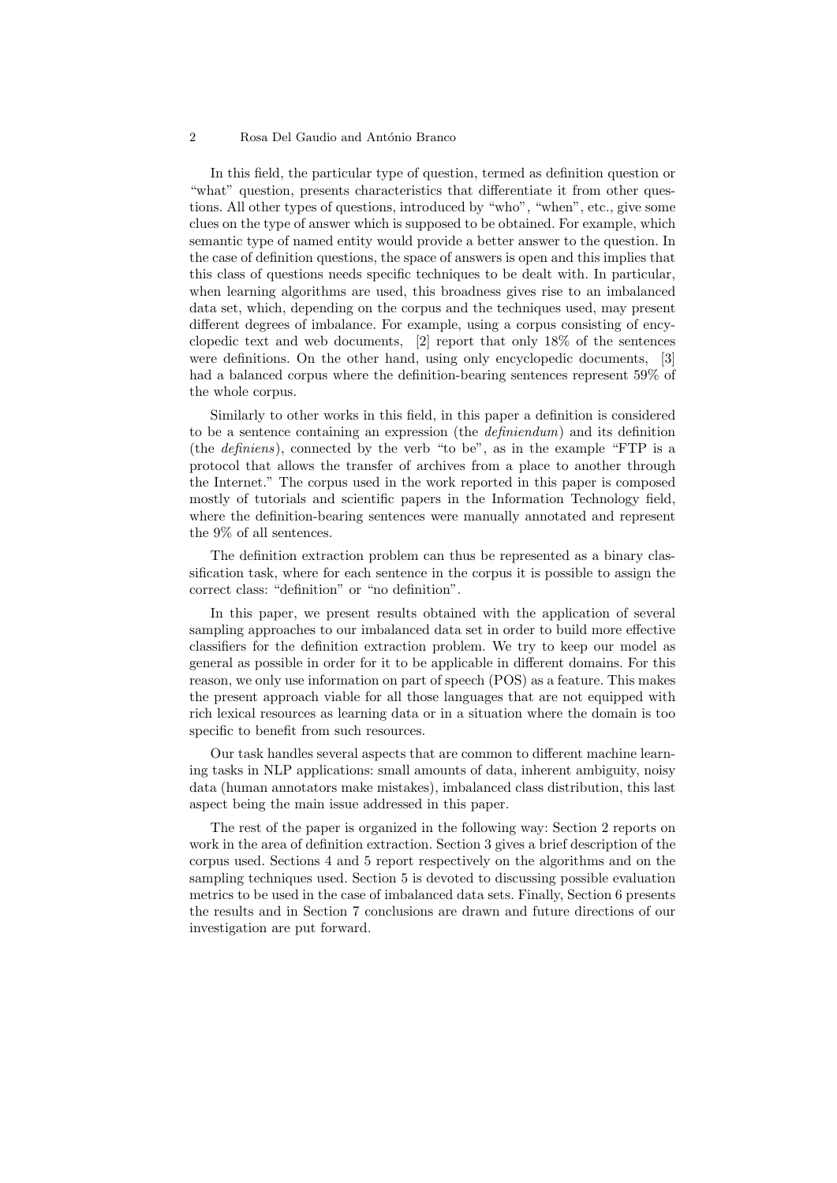In this field, the particular type of question, termed as definition question or "what" question, presents characteristics that differentiate it from other questions. All other types of questions, introduced by "who", "when", etc., give some clues on the type of answer which is supposed to be obtained. For example, which semantic type of named entity would provide a better answer to the question. In the case of definition questions, the space of answers is open and this implies that this class of questions needs specific techniques to be dealt with. In particular, when learning algorithms are used, this broadness gives rise to an imbalanced data set, which, depending on the corpus and the techniques used, may present different degrees of imbalance. For example, using a corpus consisting of encyclopedic text and web documents, [2] report that only 18% of the sentences were definitions. On the other hand, using only encyclopedic documents, [3] had a balanced corpus where the definition-bearing sentences represent 59% of the whole corpus.

Similarly to other works in this field, in this paper a definition is considered to be a sentence containing an expression (the *definiendum*) and its definition (the *definiens*), connected by the verb "to be", as in the example "FTP is a protocol that allows the transfer of archives from a place to another through the Internet." The corpus used in the work reported in this paper is composed mostly of tutorials and scientific papers in the Information Technology field, where the definition-bearing sentences were manually annotated and represent the 9% of all sentences.

The definition extraction problem can thus be represented as a binary classification task, where for each sentence in the corpus it is possible to assign the correct class: "definition" or "no definition".

In this paper, we present results obtained with the application of several sampling approaches to our imbalanced data set in order to build more effective classifiers for the definition extraction problem. We try to keep our model as general as possible in order for it to be applicable in different domains. For this reason, we only use information on part of speech (POS) as a feature. This makes the present approach viable for all those languages that are not equipped with rich lexical resources as learning data or in a situation where the domain is too specific to benefit from such resources.

Our task handles several aspects that are common to different machine learning tasks in NLP applications: small amounts of data, inherent ambiguity, noisy data (human annotators make mistakes), imbalanced class distribution, this last aspect being the main issue addressed in this paper.

The rest of the paper is organized in the following way: Section 2 reports on work in the area of definition extraction. Section 3 gives a brief description of the corpus used. Sections 4 and 5 report respectively on the algorithms and on the sampling techniques used. Section 5 is devoted to discussing possible evaluation metrics to be used in the case of imbalanced data sets. Finally, Section 6 presents the results and in Section 7 conclusions are drawn and future directions of our investigation are put forward.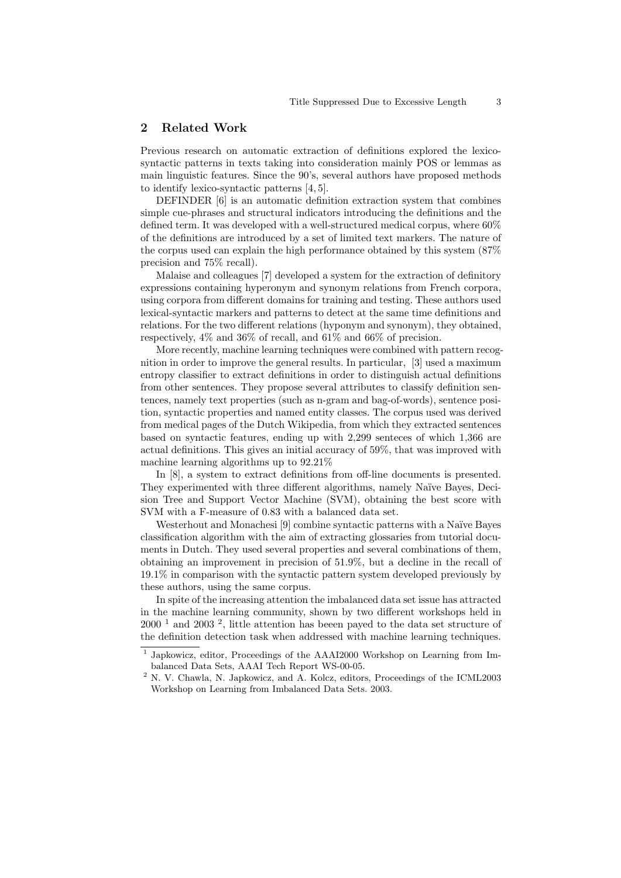## 2 Related Work

Previous research on automatic extraction of definitions explored the lexico-syntactic patterns in texts taking into consideration mainly POS or lemmas as main linguistic features. Since the 90's, several authors have proposed methods to identify lexico-syntactic patterns [4, 5].

DEFINDER [6] is an automatic definition extraction system that combines simple cue-phrases and structural indicators introducing the definitions and the defined term. It was developed with a well-structured medical corpus, where 60% of the definitions are introduced by a set of limited text markers. The nature of the corpus used can explain the high performance obtained by this system (87% precision and 75% recall).

Malaise and colleagues [7] developed a system for the extraction of definitory expressions containing hyperonym and synonym relations from French corpora, using corpora from different domains for training and testing. These authors used lexical-syntactic markers and patterns to detect at the same time definitions and relations. For the two different relations (hyponym and synonym), they obtained, respectively, 4% and 36% of recall, and 61% and 66% of precision.

More recently, machine learning techniques were combined with pattern recognition in order to improve the general results. In particular, [3] used a maximum entropy classifier to extract definitions in order to distinguish actual definitions from other sentences. They propose several attributes to classify definition sentences, namely text properties (such as n-gram and bag-of-words), sentence position, syntactic properties and named entity classes. The corpus used was derived from medical pages of the Dutch Wikipedia, from which they extracted sentences based on syntactic features, ending up with 2,299 senteces of which 1,366 are actual definitions. This gives an initial accuracy of 59%, that was improved with machine learning algorithms up to 92.21%

In [8], a system to extract definitions from off-line documents is presented. They experimented with three different algorithms, namely Naïve Bayes, Decision Tree and Support Vector Machine (SVM), obtaining the best score with SVM with a F-measure of 0.83 with a balanced data set.

Westerhout and Monachesi [9] combine syntactic patterns with a Naïve Bayes classification algorithm with the aim of extracting glossaries from tutorial documents in Dutch. They used several properties and several combinations of them, obtaining an improvement in precision of 51.9%, but a decline in the recall of 19.1% in comparison with the syntactic pattern system developed previously by these authors, using the same corpus.

In spite of the increasing attention the imbalanced data set issue has attracted in the machine learning community, shown by two different workshops held in 2000 [1] and 2003 [2], little attention has beeen payed to the data set structure of the definition detection task when addressed with machine learning techniques.

[1] Japkowicz, editor, Proceedings of the AAAI2000 Workshop on Learning from Imbalanced Data Sets, AAAI Tech Report WS-00-05.

[2] N. V. Chawla, N. Japkowicz, and A. Kolcz, editors, Proceedings of the ICML2003 Workshop on Learning from Imbalanced Data Sets. 2003.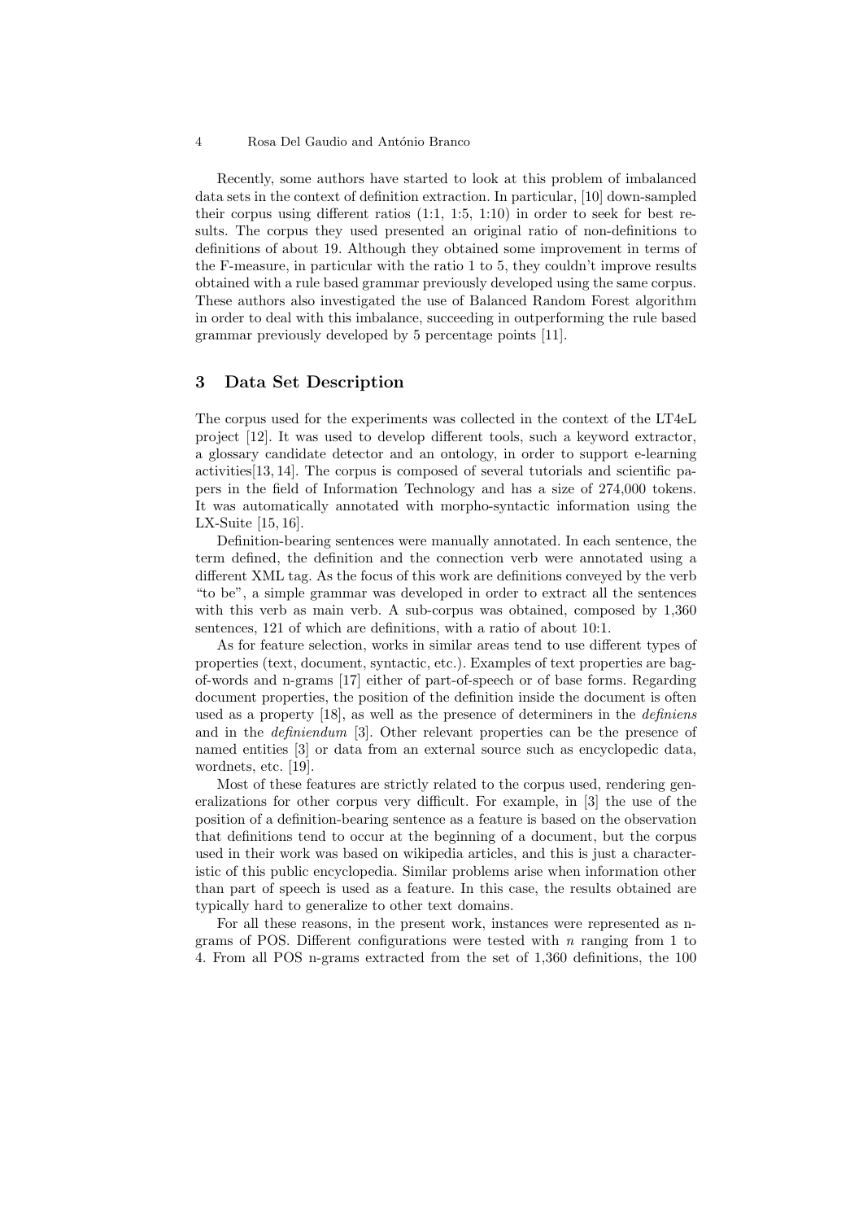Recently, some authors have started to look at this problem of imbalanced data sets in the context of definition extraction. In particular, [10] down-sampled their corpus using different ratios (1:1, 1:5, 1:10) in order to seek for best results. The corpus they used presented an original ratio of non-definitions to definitions of about 19. Although they obtained some improvement in terms of the F-measure, in particular with the ratio 1 to 5, they couldn't improve results obtained with a rule based grammar previously developed using the same corpus. These authors also investigated the use of Balanced Random Forest algorithm in order to deal with this imbalance, succeeding in outperforming the rule based grammar previously developed by 5 percentage points [11].

## 3 Data Set Description

The corpus used for the experiments was collected in the context of the LT4eL project [12]. It was used to develop different tools, such a keyword extractor, a glossary candidate detector and an ontology, in order to support e-learning activities[13, 14]. The corpus is composed of several tutorials and scientific papers in the field of Information Technology and has a size of 274,000 tokens. It was automatically annotated with morpho-syntactic information using the LX-Suite [15, 16].

Definition-bearing sentences were manually annotated. In each sentence, the term defined, the definition and the connection verb were annotated using a different XML tag. As the focus of this work are definitions conveyed by the verb "to be", a simple grammar was developed in order to extract all the sentences with this verb as main verb. A sub-corpus was obtained, composed by 1,360 sentences, 121 of which are definitions, with a ratio of about 10:1.

As for feature selection, works in similar areas tend to use different types of properties (text, document, syntactic, etc.). Examples of text properties are bag-of-words and n-grams [17] either of part-of-speech or of base forms. Regarding document properties, the position of the definition inside the document is often used as a property [18], as well as the presence of determiners in the *definiens* and in the *definiendum* [3]. Other relevant properties can be the presence of named entities [3] or data from an external source such as encyclopedic data, wordnets, etc. [19].

Most of these features are strictly related to the corpus used, rendering generalizations for other corpus very difficult. For example, in [3] the use of the position of a definition-bearing sentence as a feature is based on the observation that definitions tend to occur at the beginning of a document, but the corpus used in their work was based on wikipedia articles, and this is just a characteristic of this public encyclopedia. Similar problems arise when information other than part of speech is used as a feature. In this case, the results obtained are typically hard to generalize to other text domains.

For all these reasons, in the present work, instances were represented as n-grams of POS. Different configurations were tested with $n$ ranging from 1 to 4. From all POS n-grams extracted from the set of 1,360 definitions, the 100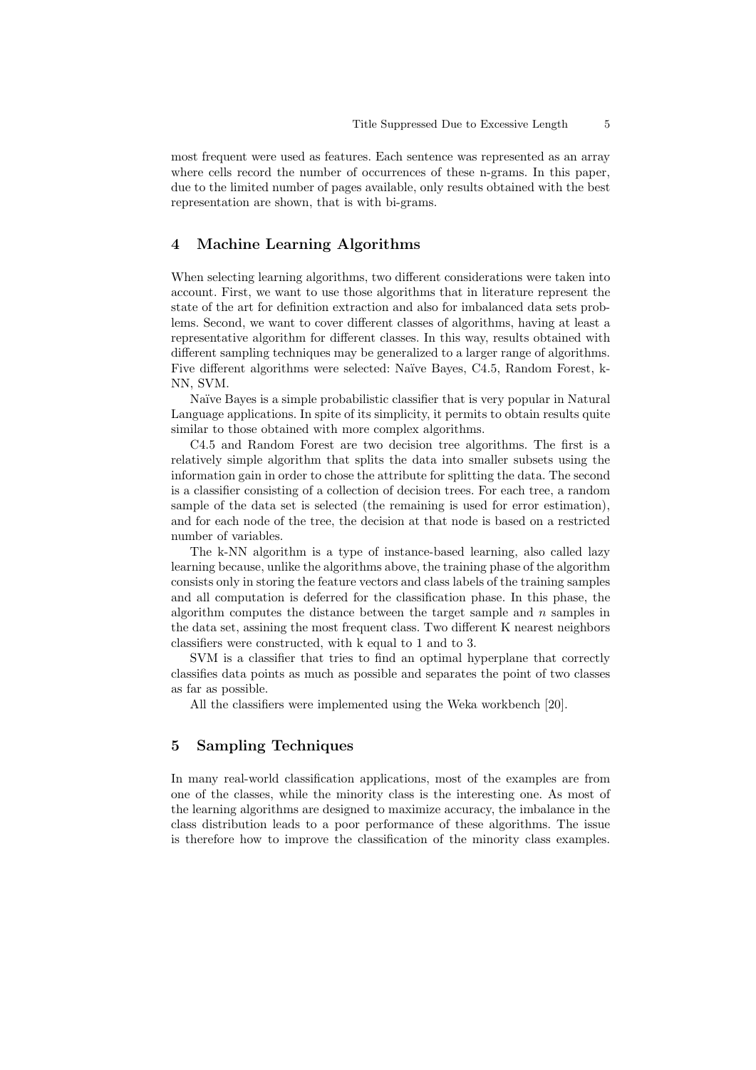most frequent were used as features. Each sentence was represented as an array where cells record the number of occurrences of these n-grams. In this paper, due to the limited number of pages available, only results obtained with the best representation are shown, that is with bi-grams.

## 4 Machine Learning Algorithms

When selecting learning algorithms, two different considerations were taken into account. First, we want to use those algorithms that in literature represent the state of the art for definition extraction and also for imbalanced data sets problems. Second, we want to cover different classes of algorithms, having at least a representative algorithm for different classes. In this way, results obtained with different sampling techniques may be generalized to a larger range of algorithms. Five different algorithms were selected: Naïve Bayes, C4.5, Random Forest, k-NN, SVM.

Naïve Bayes is a simple probabilistic classifier that is very popular in Natural Language applications. In spite of its simplicity, it permits to obtain results quite similar to those obtained with more complex algorithms.

C4.5 and Random Forest are two decision tree algorithms. The first is a relatively simple algorithm that splits the data into smaller subsets using the information gain in order to chose the attribute for splitting the data. The second is a classifier consisting of a collection of decision trees. For each tree, a random sample of the data set is selected (the remaining is used for error estimation), and for each node of the tree, the decision at that node is based on a restricted number of variables.

The k-NN algorithm is a type of instance-based learning, also called lazy learning because, unlike the algorithms above, the training phase of the algorithm consists only in storing the feature vectors and class labels of the training samples and all computation is deferred for the classification phase. In this phase, the algorithm computes the distance between the target sample and $n$ samples in the data set, assining the most frequent class. Two different K nearest neighbors classifiers were constructed, with k equal to 1 and to 3.

SVM is a classifier that tries to find an optimal hyperplane that correctly classifies data points as much as possible and separates the point of two classes as far as possible.

All the classifiers were implemented using the Weka workbench [20].

## 5 Sampling Techniques

In many real-world classification applications, most of the examples are from one of the classes, while the minority class is the interesting one. As most of the learning algorithms are designed to maximize accuracy, the imbalance in the class distribution leads to a poor performance of these algorithms. The issue is therefore how to improve the classification of the minority class examples.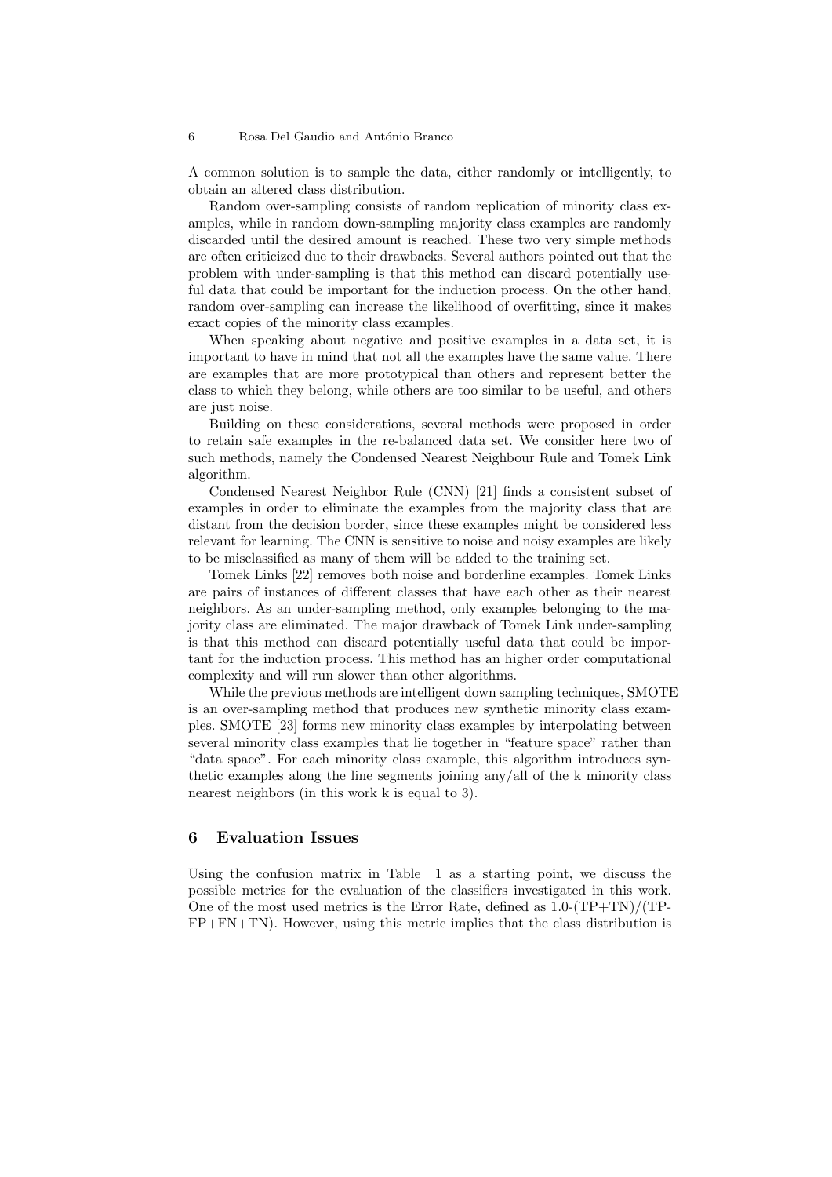A common solution is to sample the data, either randomly or intelligently, to obtain an altered class distribution.

Random over-sampling consists of random replication of minority class examples, while in random down-sampling majority class examples are randomly discarded until the desired amount is reached. These two very simple methods are often criticized due to their drawbacks. Several authors pointed out that the problem with under-sampling is that this method can discard potentially useful data that could be important for the induction process. On the other hand, random over-sampling can increase the likelihood of overfitting, since it makes exact copies of the minority class examples.

When speaking about negative and positive examples in a data set, it is important to have in mind that not all the examples have the same value. There are examples that are more prototypical than others and represent better the class to which they belong, while others are too similar to be useful, and others are just noise.

Building on these considerations, several methods were proposed in order to retain safe examples in the re-balanced data set. We consider here two of such methods, namely the Condensed Nearest Neighbour Rule and Tomek Link algorithm.

Condensed Nearest Neighbor Rule (CNN) [21] finds a consistent subset of examples in order to eliminate the examples from the majority class that are distant from the decision border, since these examples might be considered less relevant for learning. The CNN is sensitive to noise and noisy examples are likely to be misclassified as many of them will be added to the training set.

Tomek Links [22] removes both noise and borderline examples. Tomek Links are pairs of instances of different classes that have each other as their nearest neighbors. As an under-sampling method, only examples belonging to the majority class are eliminated. The major drawback of Tomek Link under-sampling is that this method can discard potentially useful data that could be important for the induction process. This method has an higher order computational complexity and will run slower than other algorithms.

While the previous methods are intelligent down sampling techniques, SMOTE is an over-sampling method that produces new synthetic minority class examples. SMOTE [23] forms new minority class examples by interpolating between several minority class examples that lie together in "feature space" rather than "data space". For each minority class example, this algorithm introduces synthetic examples along the line segments joining any/all of the k minority class nearest neighbors (in this work k is equal to 3).

## 6 Evaluation Issues

Using the confusion matrix in Table 1 as a starting point, we discuss the possible metrics for the evaluation of the classifiers investigated in this work. One of the most used metrics is the Error Rate, defined as 1.0-(TP+TN)/(TP-FP+FN+TN). However, using this metric implies that the class distribution is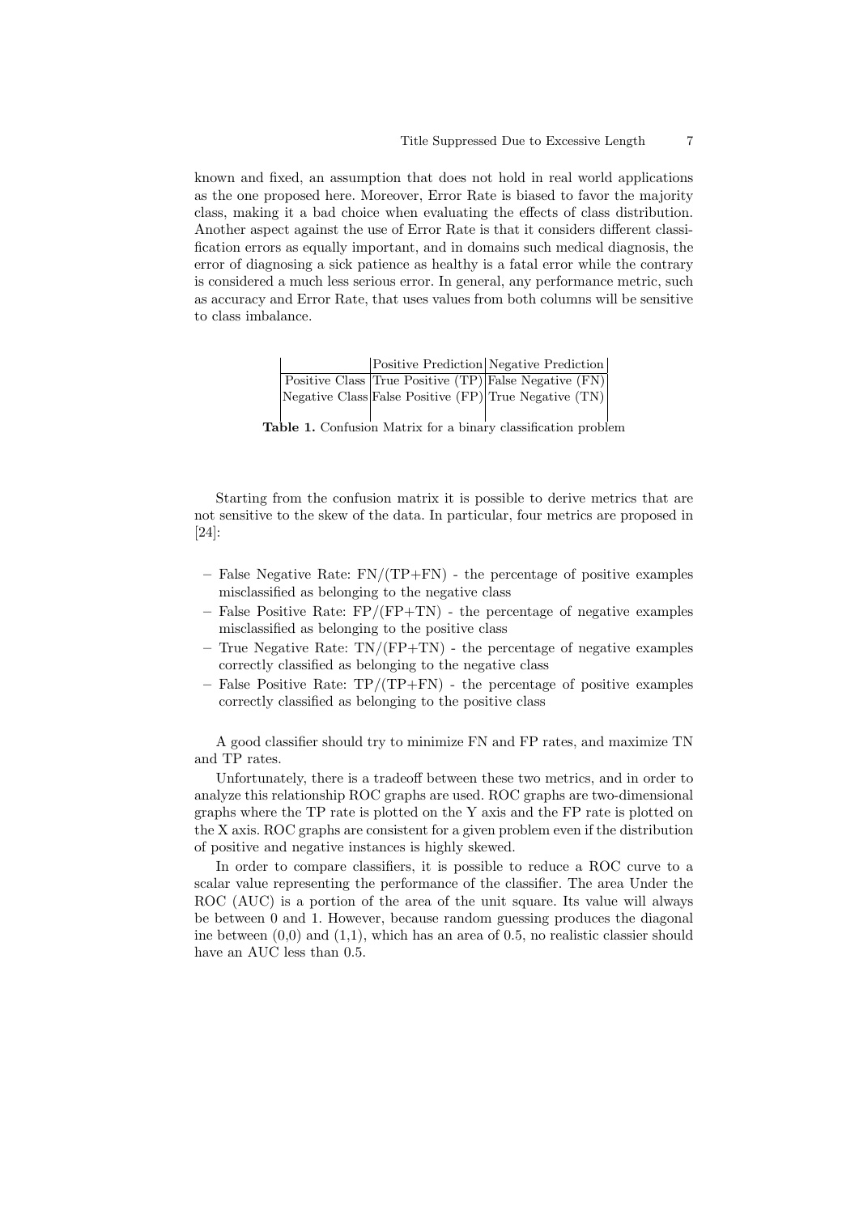known and fixed, an assumption that does not hold in real world applications as the one proposed here. Moreover, Error Rate is biased to favor the majority class, making it a bad choice when evaluating the effects of class distribution. Another aspect against the use of Error Rate is that it considers different classification errors as equally important, and in domains such medical diagnosis, the error of diagnosing a sick patience as healthy is a fatal error while the contrary is considered a much less serious error. In general, any performance metric, such as accuracy and Error Rate, that uses values from both columns will be sensitive to class imbalance.

| | Positive Prediction | Negative Prediction |
|---|---|---|
| Positive Class | True Positive (TP) | False Negative (FN) |
| Negative Class | False Positive (FP) | True Negative (TN) |

**Table 1.** Confusion Matrix for a binary classification problem

Starting from the confusion matrix it is possible to derive metrics that are not sensitive to the skew of the data. In particular, four metrics are proposed in [24]:

- False Negative Rate: FN/(TP+FN) - the percentage of positive examples misclassified as belonging to the negative class
- False Positive Rate: FP/(FP+TN) - the percentage of negative examples misclassified as belonging to the positive class
- True Negative Rate: TN/(FP+TN) - the percentage of negative examples correctly classified as belonging to the negative class
- False Positive Rate: TP/(TP+FN) - the percentage of positive examples correctly classified as belonging to the positive class

A good classifier should try to minimize FN and FP rates, and maximize TN and TP rates.

Unfortunately, there is a tradeoff between these two metrics, and in order to analyze this relationship ROC graphs are used. ROC graphs are two-dimensional graphs where the TP rate is plotted on the Y axis and the FP rate is plotted on the X axis. ROC graphs are consistent for a given problem even if the distribution of positive and negative instances is highly skewed.

In order to compare classifiers, it is possible to reduce a ROC curve to a scalar value representing the performance of the classifier. The area Under the ROC (AUC) is a portion of the area of the unit square. Its value will always be between 0 and 1. However, because random guessing produces the diagonal ine between (0,0) and (1,1), which has an area of 0.5, no realistic classier should have an AUC less than 0.5.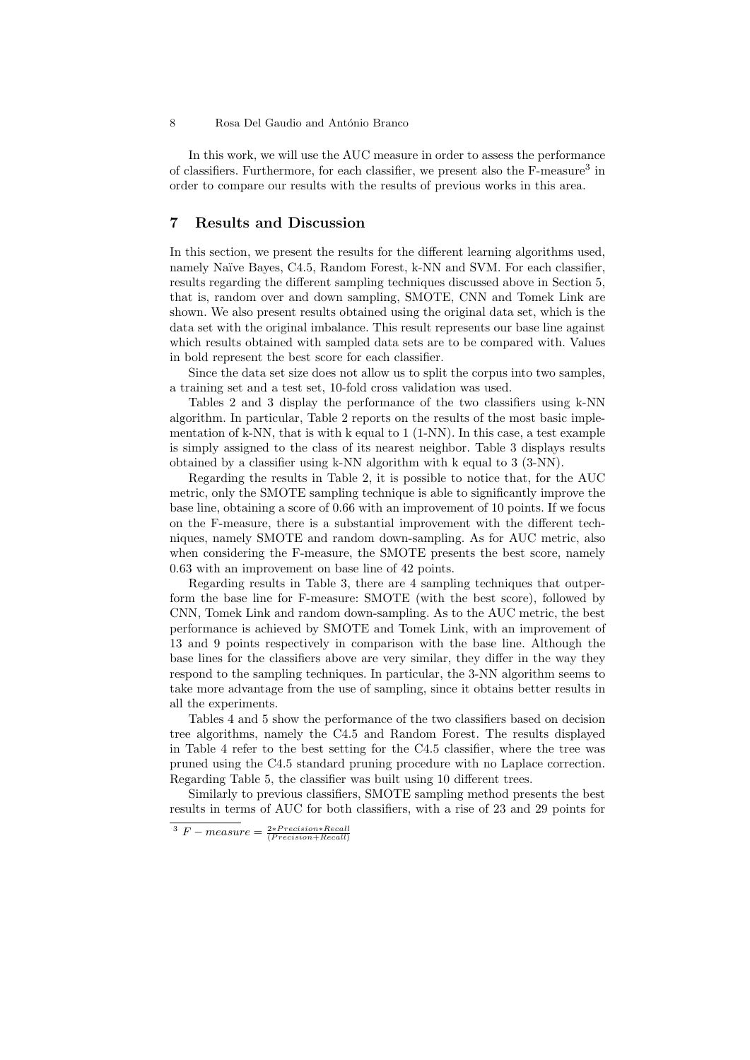In this work, we will use the AUC measure in order to assess the performance of classifiers. Furthermore, for each classifier, we present also the F-measure[3] in order to compare our results with the results of previous works in this area.

## 7 Results and Discussion

In this section, we present the results for the different learning algorithms used, namely Naïve Bayes, C4.5, Random Forest, k-NN and SVM. For each classifier, results regarding the different sampling techniques discussed above in Section 5, that is, random over and down sampling, SMOTE, CNN and Tomek Link are shown. We also present results obtained using the original data set, which is the data set with the original imbalance. This result represents our base line against which results obtained with sampled data sets are to be compared with. Values in bold represent the best score for each classifier.

Since the data set size does not allow us to split the corpus into two samples, a training set and a test set, 10-fold cross validation was used.

Tables 2 and 3 display the performance of the two classifiers using k-NN algorithm. In particular, Table 2 reports on the results of the most basic implementation of k-NN, that is with k equal to 1 (1-NN). In this case, a test example is simply assigned to the class of its nearest neighbor. Table 3 displays results obtained by a classifier using k-NN algorithm with k equal to 3 (3-NN).

Regarding the results in Table 2, it is possible to notice that, for the AUC metric, only the SMOTE sampling technique is able to significantly improve the base line, obtaining a score of 0.66 with an improvement of 10 points. If we focus on the F-measure, there is a substantial improvement with the different techniques, namely SMOTE and random down-sampling. As for AUC metric, also when considering the F-measure, the SMOTE presents the best score, namely 0.63 with an improvement on base line of 42 points.

Regarding results in Table 3, there are 4 sampling techniques that outperform the base line for F-measure: SMOTE (with the best score), followed by CNN, Tomek Link and random down-sampling. As to the AUC metric, the best performance is achieved by SMOTE and Tomek Link, with an improvement of 13 and 9 points respectively in comparison with the base line. Although the base lines for the classifiers above are very similar, they differ in the way they respond to the sampling techniques. In particular, the 3-NN algorithm seems to take more advantage from the use of sampling, since it obtains better results in all the experiments.

Tables 4 and 5 show the performance of the two classifiers based on decision tree algorithms, namely the C4.5 and Random Forest. The results displayed in Table 4 refer to the best setting for the C4.5 classifier, where the tree was pruned using the C4.5 standard pruning procedure with no Laplace correction. Regarding Table 5, the classifier was built using 10 different trees.

Similarly to previous classifiers, SMOTE sampling method presents the best results in terms of AUC for both classifiers, with a rise of 23 and 29 points for

[3] $F - measure = \frac{2 * Precision * Recall}{(Precision + Recall)}$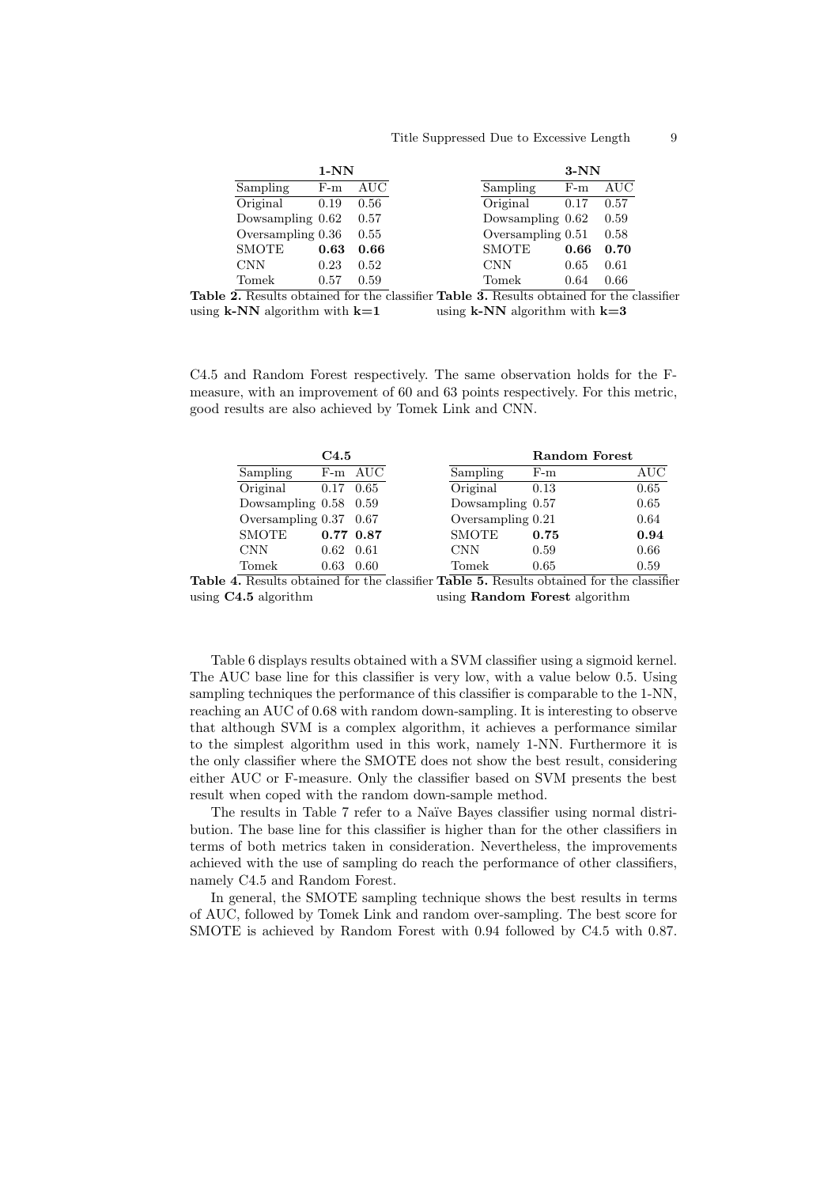| 1-NN | | |
|---|---|---|
| Sampling | F-m | AUC |
| Original | 0.19 | 0.56 |
| Dowsampling | 0.62 | 0.57 |
| Oversampling | 0.36 | 0.55 |
| SMOTE | **0.63** | **0.66** |
| CNN | 0.23 | 0.52 |
| Tomek | 0.57 | 0.59 |

**Table 2.** Results obtained for the classifier using **k-NN** algorithm with **k=1**

| 3-NN | | |
|---|---|---|
| Sampling | F-m | AUC |
| Original | 0.17 | 0.57 |
| Dowsampling | 0.62 | 0.59 |
| Oversampling | 0.51 | 0.58 |
| SMOTE | **0.66** | **0.70** |
| CNN | 0.65 | 0.61 |
| Tomek | 0.64 | 0.66 |

**Table 3.** Results obtained for the classifier using **k-NN** algorithm with **k=3**

C4.5 and Random Forest respectively. The same observation holds for the F-measure, with an improvement of 60 and 63 points respectively. For this metric, good results are also achieved by Tomek Link and CNN.

| C4.5 | | |
|---|---|---|
| Sampling | F-m | AUC |
| Original | 0.17 | 0.65 |
| Dowsampling | 0.58 | 0.59 |
| Oversampling | 0.37 | 0.67 |
| SMOTE | **0.77** | **0.87** |
| CNN | 0.62 | 0.61 |
| Tomek | 0.63 | 0.60 |

**Table 4.** Results obtained for the classifier using **C4.5** algorithm

| Random Forest | | |
|---|---|---|
| Sampling | F-m | AUC |
| Original | 0.13 | 0.65 |
| Dowsampling | 0.57 | 0.65 |
| Oversampling | 0.21 | 0.64 |
| SMOTE | **0.75** | **0.94** |
| CNN | 0.59 | 0.66 |
| Tomek | 0.65 | 0.59 |

**Table 5.** Results obtained for the classifier using **Random Forest** algorithm

Table 6 displays results obtained with a SVM classifier using a sigmoid kernel. The AUC base line for this classifier is very low, with a value below 0.5. Using sampling techniques the performance of this classifier is comparable to the 1-NN, reaching an AUC of 0.68 with random down-sampling. It is interesting to observe that although SVM is a complex algorithm, it achieves a performance similar to the simplest algorithm used in this work, namely 1-NN. Furthermore it is the only classifier where the SMOTE does not show the best result, considering either AUC or F-measure. Only the classifier based on SVM presents the best result when coped with the random down-sample method.

The results in Table 7 refer to a Naïve Bayes classifier using normal distribution. The base line for this classifier is higher than for the other classifiers in terms of both metrics taken in consideration. Nevertheless, the improvements achieved with the use of sampling do reach the performance of other classifiers, namely C4.5 and Random Forest.

In general, the SMOTE sampling technique shows the best results in terms of AUC, followed by Tomek Link and random over-sampling. The best score for SMOTE is achieved by Random Forest with 0.94 followed by C4.5 with 0.87.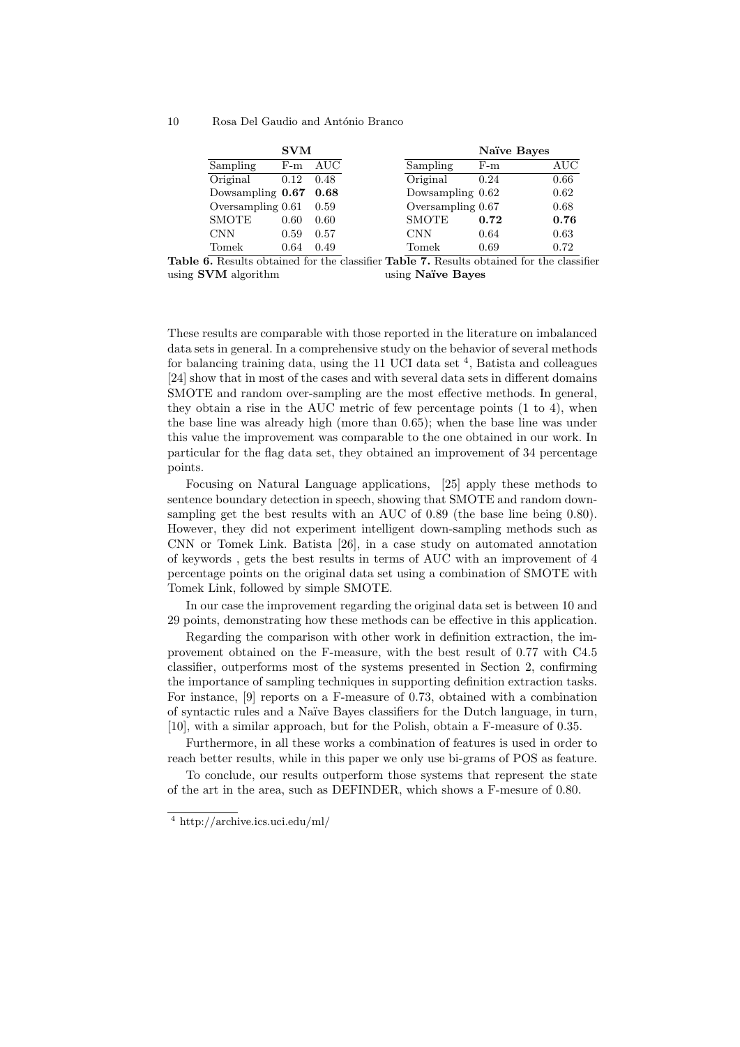| SVM | | |
|---|---|---|
| Sampling | F-m | AUC |
| Original | 0.12 | 0.48 |
| Dowsampling | **0.67** | **0.68** |
| Oversampling | 0.61 | 0.59 |
| SMOTE | 0.60 | 0.60 |
| CNN | 0.59 | 0.57 |
| Tomek | 0.64 | 0.49 |

**Table 6.** Results obtained for the classifier using **SVM** algorithm

| Naïve Bayes | | |
|---|---|---|
| Sampling | F-m | AUC |
| Original | 0.24 | 0.66 |
| Dowsampling | 0.62 | 0.62 |
| Oversampling | 0.67 | 0.68 |
| SMOTE | **0.72** | **0.76** |
| CNN | 0.64 | 0.63 |
| Tomek | 0.69 | 0.72 |

**Table 7.** Results obtained for the classifier using **Naïve Bayes**

These results are comparable with those reported in the literature on imbalanced data sets in general. In a comprehensive study on the behavior of several methods for balancing training data, using the 11 UCI data set [4], Batista and colleagues [24] show that in most of the cases and with several data sets in different domains SMOTE and random over-sampling are the most effective methods. In general, they obtain a rise in the AUC metric of few percentage points (1 to 4), when the base line was already high (more than 0.65); when the base line was under this value the improvement was comparable to the one obtained in our work. In particular for the flag data set, they obtained an improvement of 34 percentage points.

Focusing on Natural Language applications, [25] apply these methods to sentence boundary detection in speech, showing that SMOTE and random downsampling get the best results with an AUC of 0.89 (the base line being 0.80). However, they did not experiment intelligent down-sampling methods such as CNN or Tomek Link. Batista [26], in a case study on automated annotation of keywords , gets the best results in terms of AUC with an improvement of 4 percentage points on the original data set using a combination of SMOTE with Tomek Link, followed by simple SMOTE.

In our case the improvement regarding the original data set is between 10 and 29 points, demonstrating how these methods can be effective in this application.

Regarding the comparison with other work in definition extraction, the improvement obtained on the F-measure, with the best result of 0.77 with C4.5 classifier, outperforms most of the systems presented in Section 2, confirming the importance of sampling techniques in supporting definition extraction tasks. For instance, [9] reports on a F-measure of 0.73, obtained with a combination of syntactic rules and a Naïve Bayes classifiers for the Dutch language, in turn, [10], with a similar approach, but for the Polish, obtain a F-measure of 0.35.

Furthermore, in all these works a combination of features is used in order to reach better results, while in this paper we only use bi-grams of POS as feature.

To conclude, our results outperform those systems that represent the state of the art in the area, such as DEFINDER, which shows a F-mesure of 0.80.

[4] http://archive.ics.uci.edu/ml/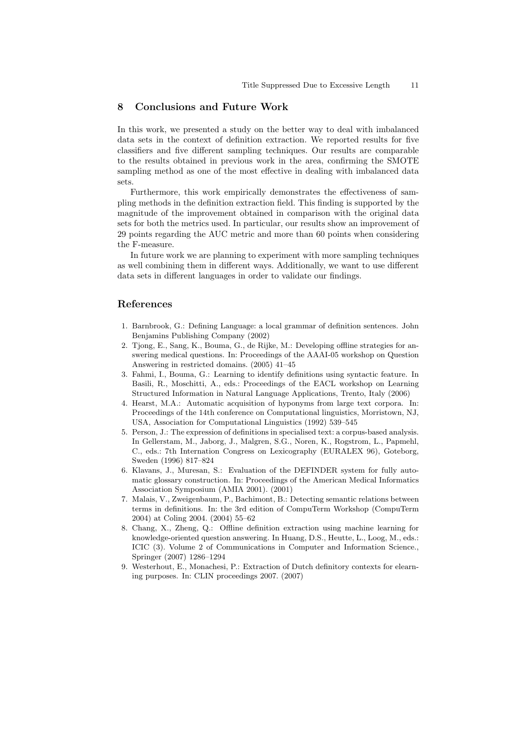## 8 Conclusions and Future Work

In this work, we presented a study on the better way to deal with imbalanced data sets in the context of definition extraction. We reported results for five classifiers and five different sampling techniques. Our results are comparable to the results obtained in previous work in the area, confirming the SMOTE sampling method as one of the most effective in dealing with imbalanced data sets.

Furthermore, this work empirically demonstrates the effectiveness of sampling methods in the definition extraction field. This finding is supported by the magnitude of the improvement obtained in comparison with the original data sets for both the metrics used. In particular, our results show an improvement of 29 points regarding the AUC metric and more than 60 points when considering the F-measure.

In future work we are planning to experiment with more sampling techniques as well combining them in different ways. Additionally, we want to use different data sets in different languages in order to validate our findings.

## References

1. Barnbrook, G.: Defining Language: a local grammar of definition sentences. John Benjamins Publishing Company (2002)
2. Tjong, E., Sang, K., Bouma, G., de Rijke, M.: Developing offline strategies for answering medical questions. In: Proceedings of the AAAI-05 workshop on Question Answering in restricted domains. (2005) 41–45
3. Fahmi, I., Bouma, G.: Learning to identify definitions using syntactic feature. In Basili, R., Moschitti, A., eds.: Proceedings of the EACL workshop on Learning Structured Information in Natural Language Applications, Trento, Italy (2006)
4. Hearst, M.A.: Automatic acquisition of hyponyms from large text corpora. In: Proceedings of the 14th conference on Computational linguistics, Morristown, NJ, USA, Association for Computational Linguistics (1992) 539–545
5. Person, J.: The expression of definitions in specialised text: a corpus-based analysis. In Gellerstam, M., Jaborg, J., Malgren, S.G., Noren, K., Rogstrom, L., Papmehl, C., eds.: 7th Internation Congress on Lexicography (EURALEX 96), Goteborg, Sweden (1996) 817–824
6. Klavans, J., Muresan, S.: Evaluation of the DEFINDER system for fully automatic glossary construction. In: Proceedings of the American Medical Informatics Association Symposium (AMIA 2001). (2001)
7. Malais, V., Zweigenbaum, P., Bachimont, B.: Detecting semantic relations between terms in definitions. In: the 3rd edition of CompuTerm Workshop (CompuTerm 2004) at Coling 2004. (2004) 55–62
8. Chang, X., Zheng, Q.: Offline definition extraction using machine learning for knowledge-oriented question answering. In Huang, D.S., Heutte, L., Loog, M., eds.: ICIC (3). Volume 2 of Communications in Computer and Information Science., Springer (2007) 1286–1294
9. Westerhout, E., Monachesi, P.: Extraction of Dutch definitory contexts for elearning purposes. In: CLIN proceedings 2007. (2007)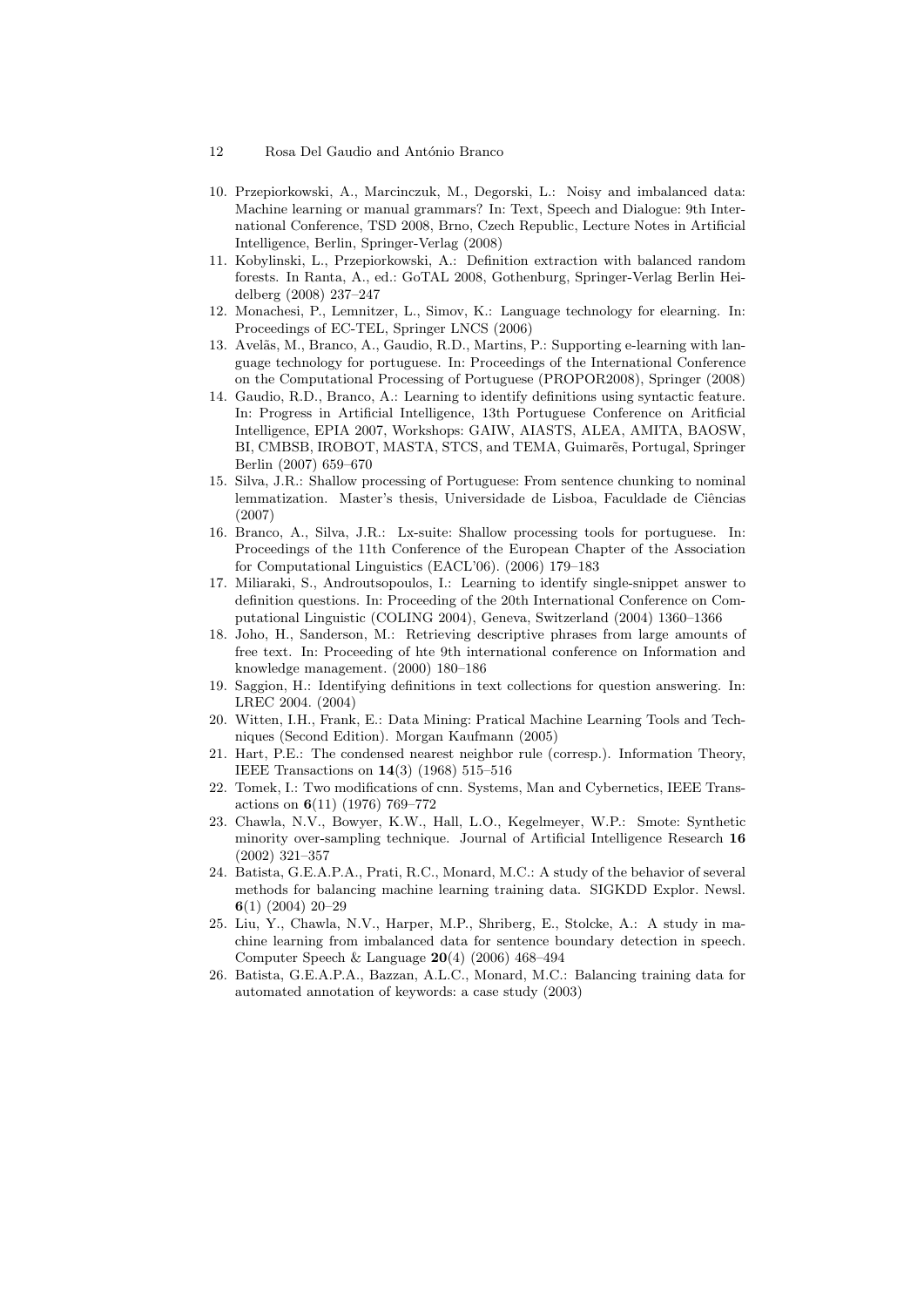10. Przepiorkowski, A., Marcinczuk, M., Degorski, L.: Noisy and imbalanced data: Machine learning or manual grammars? In: Text, Speech and Dialogue: 9th International Conference, TSD 2008, Brno, Czech Republic, Lecture Notes in Artificial Intelligence, Berlin, Springer-Verlag (2008)
11. Kobylinski, L., Przepiorkowski, A.: Definition extraction with balanced random forests. In Ranta, A., ed.: GoTAL 2008, Gothenburg, Springer-Verlag Berlin Heidelberg (2008) 237–247
12. Monachesi, P., Lemnitzer, L., Simov, K.: Language technology for elearning. In: Proceedings of EC-TEL, Springer LNCS (2006)
13. Avelãs, M., Branco, A., Gaudio, R.D., Martins, P.: Supporting e-learning with language technology for portuguese. In: Proceedings of the International Conference on the Computational Processing of Portuguese (PROPOR2008), Springer (2008)
14. Gaudio, R.D., Branco, A.: Learning to identify definitions using syntactic feature. In: Progress in Artificial Intelligence, 13th Portuguese Conference on Aritficial Intelligence, EPIA 2007, Workshops: GAIW, AIASTS, ALEA, AMITA, BAOSW, BI, CMBSB, IROBOT, MASTA, STCS, and TEMA, Guimarẽs, Portugal, Springer Berlin (2007) 659–670
15. Silva, J.R.: Shallow processing of Portuguese: From sentence chunking to nominal lemmatization. Master's thesis, Universidade de Lisboa, Faculdade de Ciências (2007)
16. Branco, A., Silva, J.R.: Lx-suite: Shallow processing tools for portuguese. In: Proceedings of the 11th Conference of the European Chapter of the Association for Computational Linguistics (EACL'06). (2006) 179–183
17. Miliaraki, S., Androutsopoulos, I.: Learning to identify single-snippet answer to definition questions. In: Proceeding of the 20th International Conference on Computational Linguistic (COLING 2004), Geneva, Switzerland (2004) 1360–1366
18. Joho, H., Sanderson, M.: Retrieving descriptive phrases from large amounts of free text. In: Proceeding of hte 9th international conference on Information and knowledge management. (2000) 180–186
19. Saggion, H.: Identifying definitions in text collections for question answering. In: LREC 2004. (2004)
20. Witten, I.H., Frank, E.: Data Mining: Pratical Machine Learning Tools and Techniques (Second Edition). Morgan Kaufmann (2005)
21. Hart, P.E.: The condensed nearest neighbor rule (corresp.). Information Theory, IEEE Transactions on **14**(3) (1968) 515–516
22. Tomek, I.: Two modifications of cnn. Systems, Man and Cybernetics, IEEE Transactions on **6**(11) (1976) 769–772
23. Chawla, N.V., Bowyer, K.W., Hall, L.O., Kegelmeyer, W.P.: Smote: Synthetic minority over-sampling technique. Journal of Artificial Intelligence Research **16** (2002) 321–357
24. Batista, G.E.A.P.A., Prati, R.C., Monard, M.C.: A study of the behavior of several methods for balancing machine learning training data. SIGKDD Explor. Newsl. **6**(1) (2004) 20–29
25. Liu, Y., Chawla, N.V., Harper, M.P., Shriberg, E., Stolcke, A.: A study in machine learning from imbalanced data for sentence boundary detection in speech. Computer Speech & Language **20**(4) (2006) 468–494
26. Batista, G.E.A.P.A., Bazzan, A.L.C., Monard, M.C.: Balancing training data for automated annotation of keywords: a case study (2003)